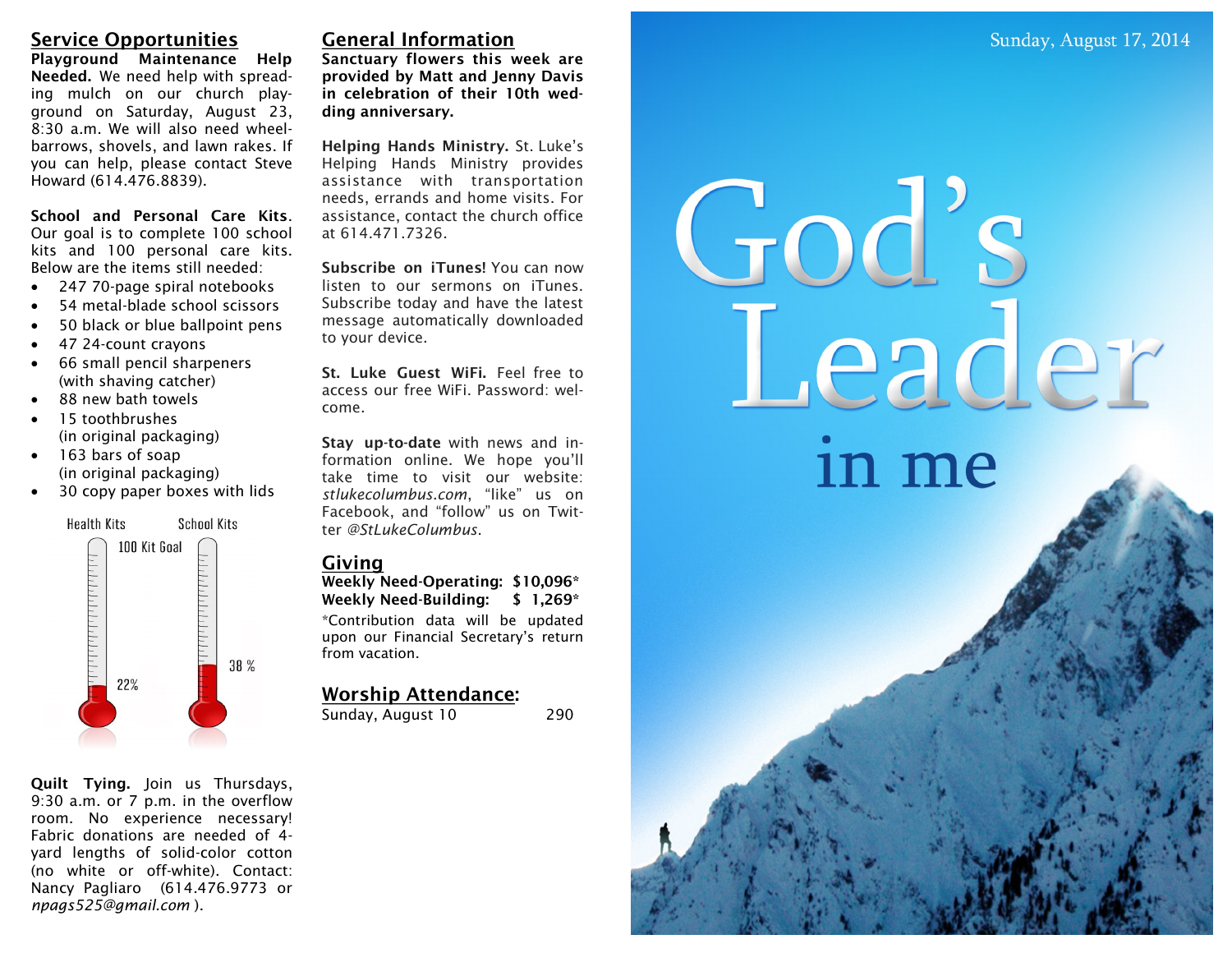## Service Opportunities

**Playground Maintenance Help Needed.** We need help with spreading mulch on our church playground on Saturday, August 23, 8:30 a.m. We will also need wheelbarrows, shovels, and lawn rakes. If you can help, please contact Steve Howard (614.476.8839).

**School and Personal Care Kits.** Our goal is to complete 100 school kits and 100 personal care kits. Below are the items still needed:

- 247 70-page spiral notebooks
- 54 metal-blade school scissors
- 50 black or blue ballpoint pens
- 47 24-count crayons
- 66 small pencil sharpeners (with shaving catcher)
- 88 new bath towels
- 15 toothbrushes (in original packaging)
- 163 bars of soap (in original packaging)
- 30 copy paper boxes with lids

Health Kits — School Kits — 100 Kit Goal

Health Kits: 22%

School Kits: 38 %

**Quilt Tying.** Join us Thursdays, 9:30 a.m. or 7 p.m. in the overflow room. No experience necessary! Fabric donations are needed of 4-yard lengths of solid-color cotton (no white or off-white). Contact: Nancy Pagliaro (614.476.9773 or *npags525@gmail.com* ).

## General Information

**Sanctuary flowers this week are provided by Matt and Jenny Davis in celebration of their 10th wedding anniversary.**

**Helping Hands Ministry.** St. Luke's Helping Hands Ministry provides assistance with transportation needs, errands and home visits. For assistance, contact the church office at 614.471.7326.

**Subscribe on iTunes!** You can now listen to our sermons on iTunes. Subscribe today and have the latest message automatically downloaded to your device.

**St. Luke Guest WiFi.** Feel free to access our free WiFi. Password: welcome.

**Stay up-to-date** with news and information online. We hope you'll take time to visit our website: *stlukecolumbus.com*, "like" us on Facebook, and "follow" us on Twitter *@StLukeColumbus*.

## Giving

**Weekly Need-Operating: $10,096\***
**Weekly Need-Building: $ 1,269\***

*Contribution data will be updated upon our Financial Secretary's return from vacation.

## Worship Attendance:

Sunday, August 10 — 290

Sunday, August 17, 2014

# God's Leader in me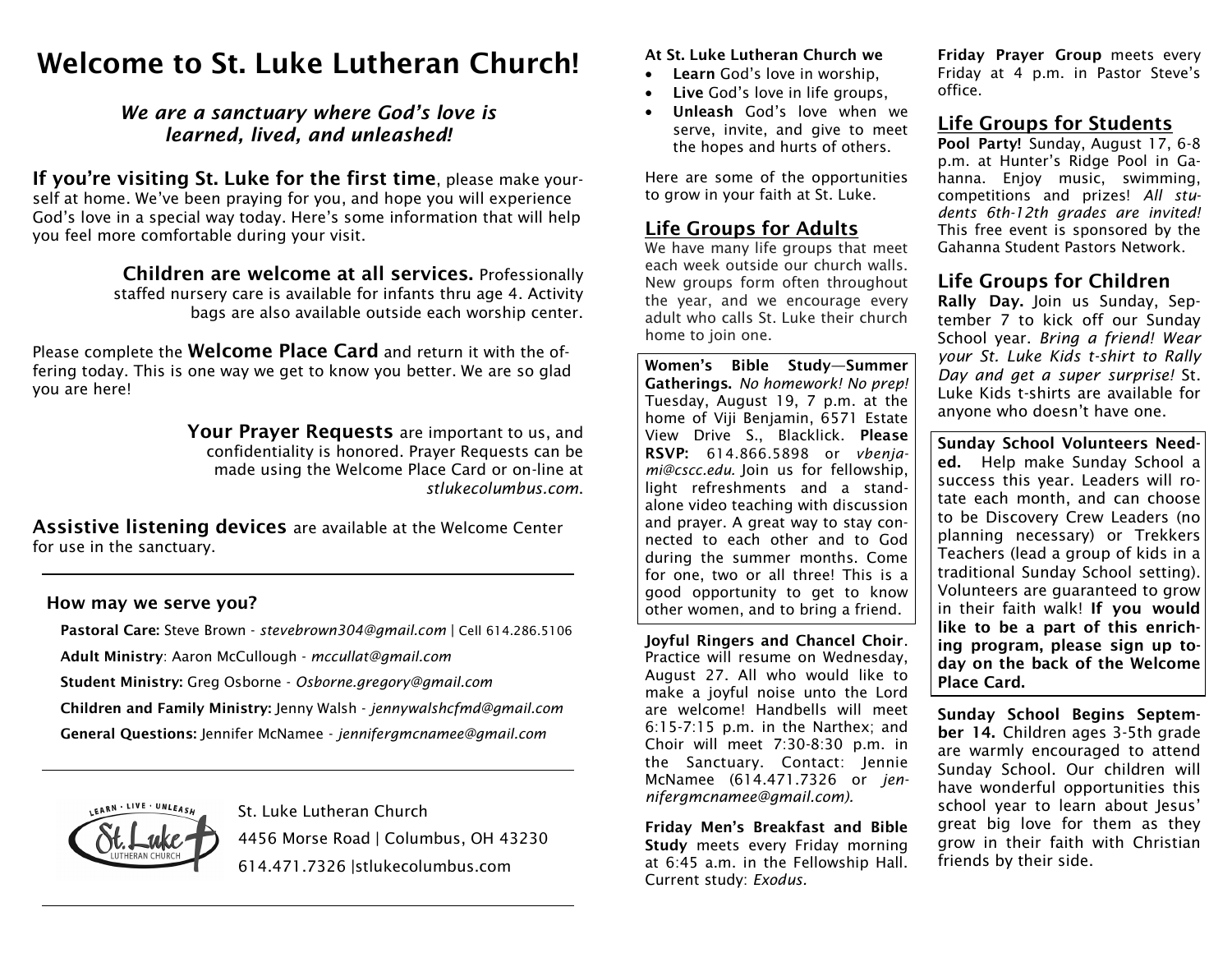# Welcome to St. Luke Lutheran Church!

***We are a sanctuary where God's love is learned, lived, and unleashed!***

**If you're visiting St. Luke for the first time**, please make yourself at home. We've been praying for you, and hope you will experience God's love in a special way today. Here's some information that will help you feel more comfortable during your visit.

**Children are welcome at all services.** Professionally staffed nursery care is available for infants thru age 4. Activity bags are also available outside each worship center.

Please complete the **Welcome Place Card** and return it with the offering today. This is one way we get to know you better. We are so glad you are here!

**Your Prayer Requests** are important to us, and confidentiality is honored. Prayer Requests can be made using the Welcome Place Card or on-line at *stlukecolumbus.com*.

**Assistive listening devices** are available at the Welcome Center for use in the sanctuary.

---

**How may we serve you?**

**Pastoral Care:** Steve Brown - *stevebrown304@gmail.com* | Cell 614.286.5106

**Adult Ministry**: Aaron McCullough - *mccullat@gmail.com*

**Student Ministry:** Greg Osborne - *Osborne.gregory@gmail.com*

**Children and Family Ministry:** Jenny Walsh - *jennywalshcfmd@gmail.com*

**General Questions:** Jennifer McNamee - *jennifergmcnamee@gmail.com*

---

LEARN · LIVE · UNLEASH St. Luke LUTHERAN CHURCH

St. Luke Lutheran Church
4456 Morse Road | Columbus, OH 43230
614.471.7326 |stlukecolumbus.com

---

**At St. Luke Lutheran Church we**

- **Learn** God's love in worship,
- **Live** God's love in life groups,
- **Unleash** God's love when we serve, invite, and give to meet the hopes and hurts of others.

Here are some of the opportunities to grow in your faith at St. Luke.

## Life Groups for Adults

We have many life groups that meet each week outside our church walls. New groups form often throughout the year, and we encourage every adult who calls St. Luke their church home to join one.

**Women's Bible Study—Summer Gatherings.** *No homework! No prep!* Tuesday, August 19, 7 p.m. at the home of Viji Benjamin, 6571 Estate View Drive S., Blacklick. **Please RSVP:** 614.866.5898 or *vbenjami@cscc.edu.* Join us for fellowship, light refreshments and a stand-alone video teaching with discussion and prayer. A great way to stay connected to each other and to God during the summer months. Come for one, two or all three! This is a good opportunity to get to know other women, and to bring a friend.

**Joyful Ringers and Chancel Choir**. Practice will resume on Wednesday, August 27. All who would like to make a joyful noise unto the Lord are welcome! Handbells will meet 6:15-7:15 p.m. in the Narthex; and Choir will meet 7:30-8:30 p.m. in the Sanctuary. Contact: Jennie McNamee (614.471.7326 or *jennifergmcnamee@gmail.com).*

**Friday Men's Breakfast and Bible Study** meets every Friday morning at 6:45 a.m. in the Fellowship Hall. Current study: *Exodus.*

**Friday Prayer Group** meets every Friday at 4 p.m. in Pastor Steve's office.

## Life Groups for Students

**Pool Party!** Sunday, August 17, 6-8 p.m. at Hunter's Ridge Pool in Gahanna. Enjoy music, swimming, competitions and prizes! *All students 6th-12th grades are invited!* This free event is sponsored by the Gahanna Student Pastors Network.

## Life Groups for Children

**Rally Day.** Join us Sunday, September 7 to kick off our Sunday School year. *Bring a friend! Wear your St. Luke Kids t-shirt to Rally Day and get a super surprise!* St. Luke Kids t-shirts are available for anyone who doesn't have one.

**Sunday School Volunteers Needed.** Help make Sunday School a success this year. Leaders will rotate each month, and can choose to be Discovery Crew Leaders (no planning necessary) or Trekkers Teachers (lead a group of kids in a traditional Sunday School setting). Volunteers are guaranteed to grow in their faith walk! **If you would like to be a part of this enriching program, please sign up today on the back of the Welcome Place Card.**

**Sunday School Begins September 14.** Children ages 3-5th grade are warmly encouraged to attend Sunday School. Our children will have wonderful opportunities this school year to learn about Jesus' great big love for them as they grow in their faith with Christian friends by their side.